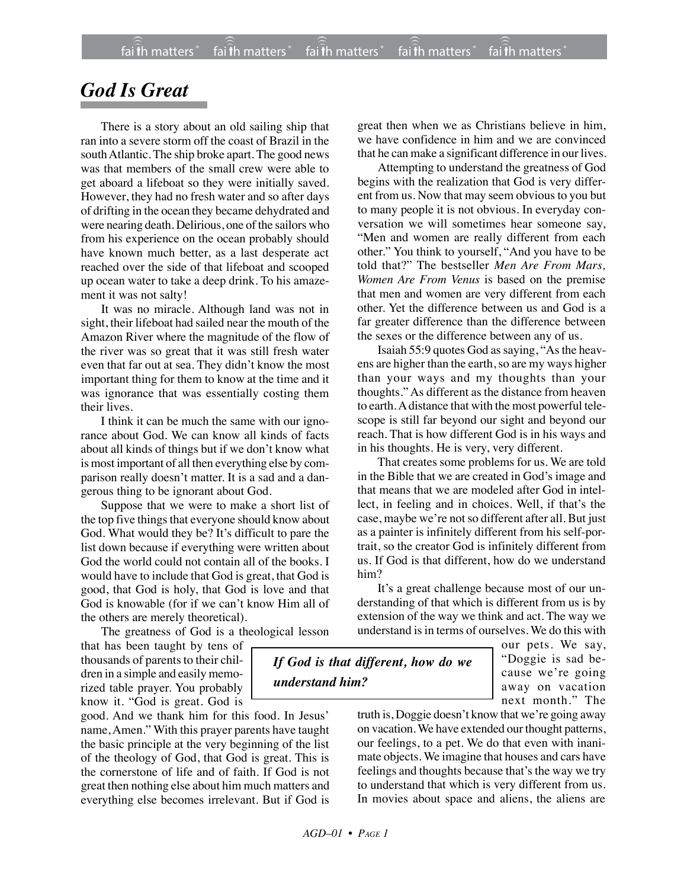# God Is Great

There is a story about an old sailing ship that ran into a severe storm off the coast of Brazil in the south Atlantic. The ship broke apart. The good news was that members of the small crew were able to get aboard a lifeboat so they were initially saved. However, they had no fresh water and so after days of drifting in the ocean they became dehydrated and were nearing death. Delirious, one of the sailors who from his experience on the ocean probably should have known much better, as a last desperate act reached over the side of that lifeboat and scooped up ocean water to take a deep drink. To his amazement it was not salty!

It was no miracle. Although land was not in sight, their lifeboat had sailed near the mouth of the Amazon River where the magnitude of the flow of the river was so great that it was still fresh water even that far out at sea. They didn't know the most important thing for them to know at the time and it was ignorance that was essentially costing them their lives.

I think it can be much the same with our ignorance about God. We can know all kinds of facts about all kinds of things but if we don't know what is most important of all then everything else by comparison really doesn't matter. It is a sad and a dangerous thing to be ignorant about God.

Suppose that we were to make a short list of the top five things that everyone should know about God. What would they be? It's difficult to pare the list down because if everything were written about God the world could not contain all of the books. I would have to include that God is great, that God is good, that God is holy, that God is love and that God is knowable (for if we can't know Him all of the others are merely theoretical).

The greatness of God is a theological lesson that has been taught by tens of thousands of parents to their children in a simple and easily memorized table prayer. You probably know it. "God is great. God is good. And we thank him for this food. In Jesus' name, Amen." With this prayer parents have taught the basic principle at the very beginning of the list of the theology of God, that God is great. This is the cornerstone of life and of faith. If God is not great then nothing else about him much matters and everything else becomes irrelevant. But if God is great then when we as Christians believe in him, we have confidence in him and we are convinced that he can make a significant difference in our lives.

Attempting to understand the greatness of God begins with the realization that God is very different from us. Now that may seem obvious to you but to many people it is not obvious. In everyday conversation we will sometimes hear someone say, "Men and women are really different from each other." You think to yourself, "And you have to be told that?" The bestseller *Men Are From Mars, Women Are From Venus* is based on the premise that men and women are very different from each other. Yet the difference between us and God is a far greater difference than the difference between the sexes or the difference between any of us.

Isaiah 55:9 quotes God as saying, "As the heavens are higher than the earth, so are my ways higher than your ways and my thoughts than your thoughts." As different as the distance from heaven to earth. A distance that with the most powerful telescope is still far beyond our sight and beyond our reach. That is how different God is in his ways and in his thoughts. He is very, very different.

That creates some problems for us. We are told in the Bible that we are created in God's image and that means that we are modeled after God in intellect, in feeling and in choices. Well, if that's the case, maybe we're not so different after all. But just as a painter is infinitely different from his self-portrait, so the creator God is infinitely different from us. If God is that different, how do we understand him?

> ***If God is that different, how do we understand him?***

It's a great challenge because most of our understanding of that which is different from us is by extension of the way we think and act. The way we understand is in terms of ourselves. We do this with our pets. We say, "Doggie is sad because we're going away on vacation next month." The truth is, Doggie doesn't know that we're going away on vacation. We have extended our thought patterns, our feelings, to a pet. We do that even with inanimate objects. We imagine that houses and cars have feelings and thoughts because that's the way we try to understand that which is very different from us. In movies about space and aliens, the aliens are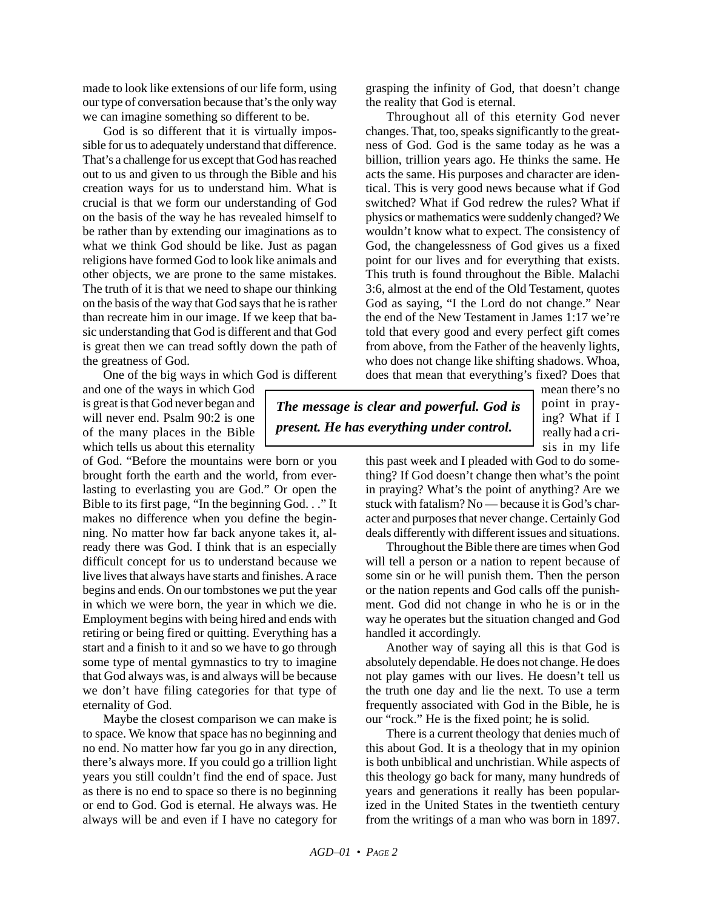made to look like extensions of our life form, using our type of conversation because that's the only way we can imagine something so different to be.

God is so different that it is virtually impossible for us to adequately understand that difference. That's a challenge for us except that God has reached out to us and given to us through the Bible and his creation ways for us to understand him. What is crucial is that we form our understanding of God on the basis of the way he has revealed himself to be rather than by extending our imaginations as to what we think God should be like. Just as pagan religions have formed God to look like animals and other objects, we are prone to the same mistakes. The truth of it is that we need to shape our thinking on the basis of the way that God says that he is rather than recreate him in our image. If we keep that basic understanding that God is different and that God is great then we can tread softly down the path of the greatness of God.

One of the big ways in which God is different and one of the ways in which God is great is that God never began and will never end. Psalm 90:2 is one of the many places in the Bible which tells us about this eternality of God. "Before the mountains were born or you brought forth the earth and the world, from everlasting to everlasting you are God." Or open the Bible to its first page, "In the beginning God. . ." It makes no difference when you define the beginning. No matter how far back anyone takes it, already there was God. I think that is an especially difficult concept for us to understand because we live lives that always have starts and finishes. A race begins and ends. On our tombstones we put the year in which we were born, the year in which we die. Employment begins with being hired and ends with retiring or being fired or quitting. Everything has a start and a finish to it and so we have to go through some type of mental gymnastics to try to imagine that God always was, is and always will be because we don't have filing categories for that type of eternality of God.

Maybe the closest comparison we can make is to space. We know that space has no beginning and no end. No matter how far you go in any direction, there's always more. If you could go a trillion light years you still couldn't find the end of space. Just as there is no end to space so there is no beginning or end to God. God is eternal. He always was. He always will be and even if I have no category for grasping the infinity of God, that doesn't change the reality that God is eternal.

Throughout all of this eternity God never changes. That, too, speaks significantly to the greatness of God. God is the same today as he was a billion, trillion years ago. He thinks the same. He acts the same. His purposes and character are identical. This is very good news because what if God switched? What if God redrew the rules? What if physics or mathematics were suddenly changed? We wouldn't know what to expect. The consistency of God, the changelessness of God gives us a fixed point for our lives and for everything that exists. This truth is found throughout the Bible. Malachi 3:6, almost at the end of the Old Testament, quotes God as saying, "I the Lord do not change." Near the end of the New Testament in James 1:17 we're told that every good and every perfect gift comes from above, from the Father of the heavenly lights, who does not change like shifting shadows. Whoa, does that mean that everything's fixed? Does that mean there's no point in praying? What if I really had a crisis in my life this past week and I pleaded with God to do something? If God doesn't change then what's the point in praying? What's the point of anything? Are we stuck with fatalism? No — because it is God's character and purposes that never change. Certainly God deals differently with different issues and situations.

> ***The message is clear and powerful. God is present. He has everything under control.***

Throughout the Bible there are times when God will tell a person or a nation to repent because of some sin or he will punish them. Then the person or the nation repents and God calls off the punishment. God did not change in who he is or in the way he operates but the situation changed and God handled it accordingly.

Another way of saying all this is that God is absolutely dependable. He does not change. He does not play games with our lives. He doesn't tell us the truth one day and lie the next. To use a term frequently associated with God in the Bible, he is our "rock." He is the fixed point; he is solid.

There is a current theology that denies much of this about God. It is a theology that in my opinion is both unbiblical and unchristian. While aspects of this theology go back for many, many hundreds of years and generations it really has been popularized in the United States in the twentieth century from the writings of a man who was born in 1897.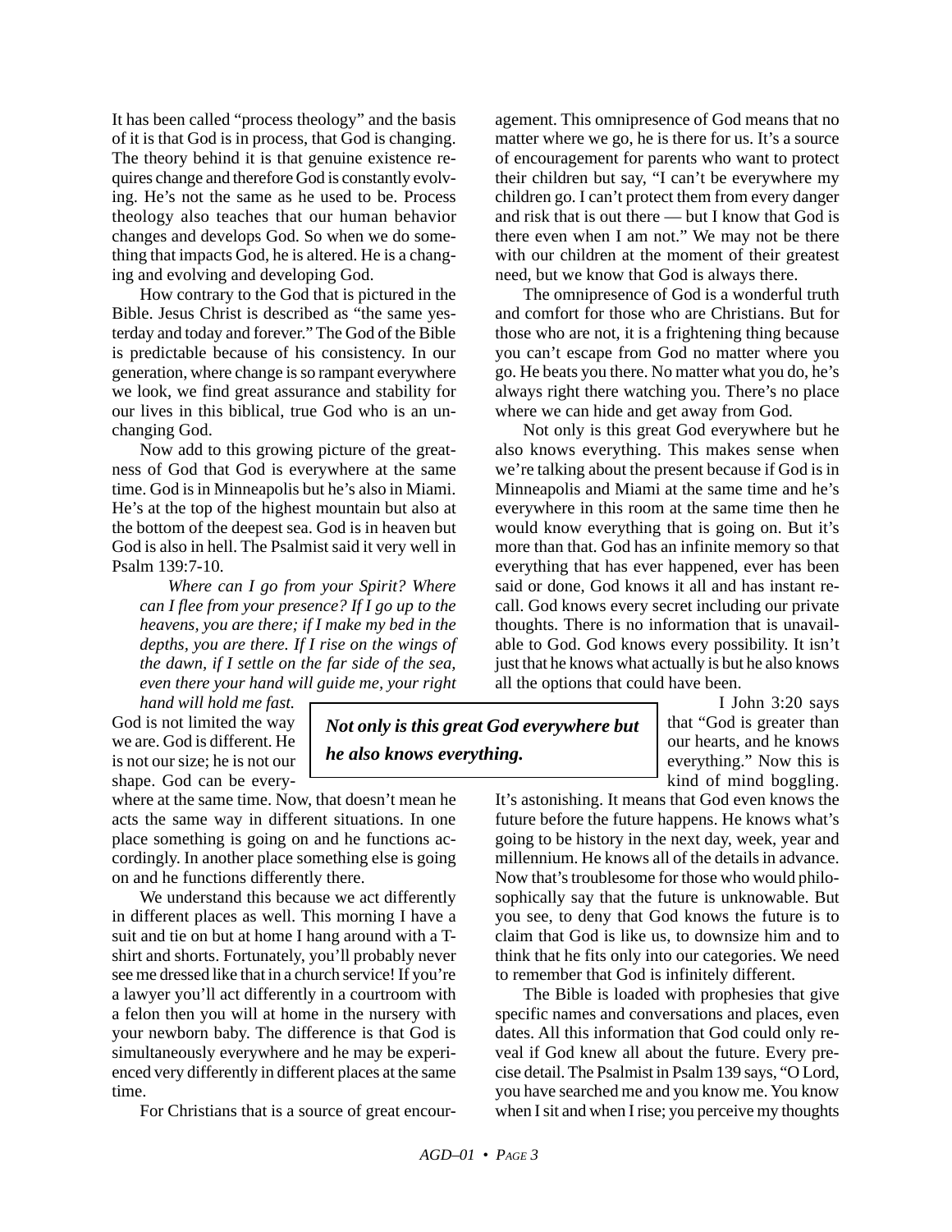It has been called "process theology" and the basis of it is that God is in process, that God is changing. The theory behind it is that genuine existence requires change and therefore God is constantly evolving. He's not the same as he used to be. Process theology also teaches that our human behavior changes and develops God. So when we do something that impacts God, he is altered. He is a changing and evolving and developing God.

How contrary to the God that is pictured in the Bible. Jesus Christ is described as "the same yesterday and today and forever." The God of the Bible is predictable because of his consistency. In our generation, where change is so rampant everywhere we look, we find great assurance and stability for our lives in this biblical, true God who is an unchanging God.

Now add to this growing picture of the greatness of God that God is everywhere at the same time. God is in Minneapolis but he's also in Miami. He's at the top of the highest mountain but also at the bottom of the deepest sea. God is in heaven but God is also in hell. The Psalmist said it very well in Psalm 139:7-10.

> *Where can I go from your Spirit? Where can I flee from your presence? If I go up to the heavens, you are there; if I make my bed in the depths, you are there. If I rise on the wings of the dawn, if I settle on the far side of the sea, even there your hand will guide me, your right hand will hold me fast.*

God is not limited the way we are. God is different. He is not our size; he is not our shape. God can be everywhere at the same time. Now, that doesn't mean he acts the same way in different situations. In one place something is going on and he functions accordingly. In another place something else is going on and he functions differently there.

We understand this because we act differently in different places as well. This morning I have a suit and tie on but at home I hang around with a T-shirt and shorts. Fortunately, you'll probably never see me dressed like that in a church service! If you're a lawyer you'll act differently in a courtroom with a felon then you will at home in the nursery with your newborn baby. The difference is that God is simultaneously everywhere and he may be experienced very differently in different places at the same time.

For Christians that is a source of great encouragement. This omnipresence of God means that no matter where we go, he is there for us. It's a source of encouragement for parents who want to protect their children but say, "I can't be everywhere my children go. I can't protect them from every danger and risk that is out there — but I know that God is there even when I am not." We may not be there with our children at the moment of their greatest need, but we know that God is always there.

The omnipresence of God is a wonderful truth and comfort for those who are Christians. But for those who are not, it is a frightening thing because you can't escape from God no matter where you go. He beats you there. No matter what you do, he's always right there watching you. There's no place where we can hide and get away from God.

Not only is this great God everywhere but he also knows everything. This makes sense when we're talking about the present because if God is in Minneapolis and Miami at the same time and he's everywhere in this room at the same time then he would know everything that is going on. But it's more than that. God has an infinite memory so that everything that has ever happened, ever has been said or done, God knows it all and has instant recall. God knows every secret including our private thoughts. There is no information that is unavailable to God. God knows every possibility. It isn't just that he knows what actually is but he also knows all the options that could have been.

> ***Not only is this great God everywhere but he also knows everything.***

I John 3:20 says that "God is greater than our hearts, and he knows everything." Now this is kind of mind boggling. It's astonishing. It means that God even knows the future before the future happens. He knows what's going to be history in the next day, week, year and millennium. He knows all of the details in advance. Now that's troublesome for those who would philosophically say that the future is unknowable. But you see, to deny that God knows the future is to claim that God is like us, to downsize him and to think that he fits only into our categories. We need to remember that God is infinitely different.

The Bible is loaded with prophesies that give specific names and conversations and places, even dates. All this information that God could only reveal if God knew all about the future. Every precise detail. The Psalmist in Psalm 139 says, "O Lord, you have searched me and you know me. You know when I sit and when I rise; you perceive my thoughts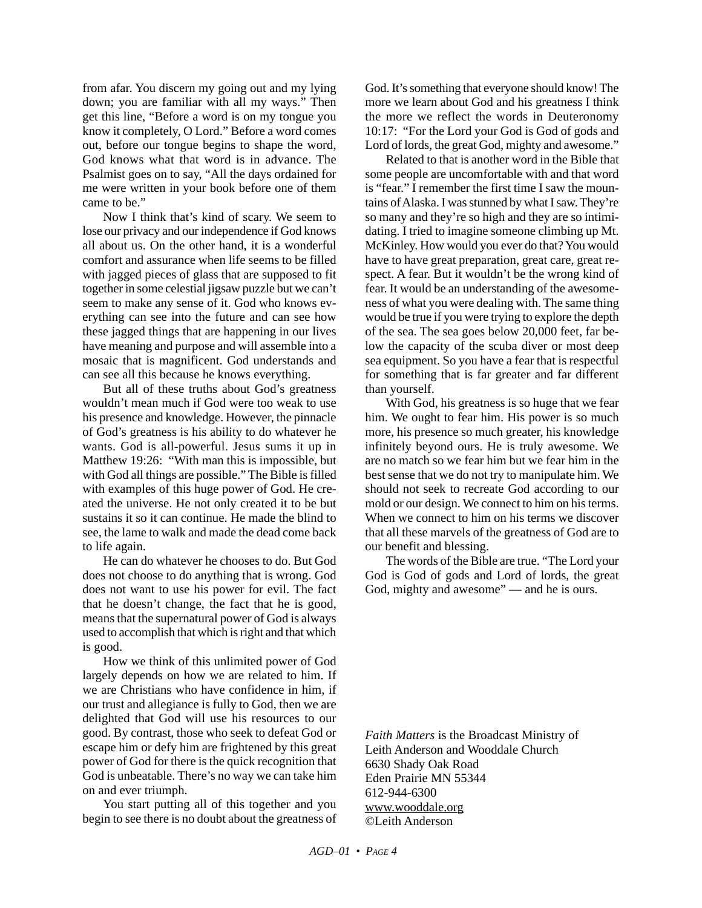from afar. You discern my going out and my lying down; you are familiar with all my ways." Then get this line, "Before a word is on my tongue you know it completely, O Lord." Before a word comes out, before our tongue begins to shape the word, God knows what that word is in advance. The Psalmist goes on to say, "All the days ordained for me were written in your book before one of them came to be."

Now I think that's kind of scary. We seem to lose our privacy and our independence if God knows all about us. On the other hand, it is a wonderful comfort and assurance when life seems to be filled with jagged pieces of glass that are supposed to fit together in some celestial jigsaw puzzle but we can't seem to make any sense of it. God who knows everything can see into the future and can see how these jagged things that are happening in our lives have meaning and purpose and will assemble into a mosaic that is magnificent. God understands and can see all this because he knows everything.

But all of these truths about God's greatness wouldn't mean much if God were too weak to use his presence and knowledge. However, the pinnacle of God's greatness is his ability to do whatever he wants. God is all-powerful. Jesus sums it up in Matthew 19:26: "With man this is impossible, but with God all things are possible." The Bible is filled with examples of this huge power of God. He created the universe. He not only created it to be but sustains it so it can continue. He made the blind to see, the lame to walk and made the dead come back to life again.

He can do whatever he chooses to do. But God does not choose to do anything that is wrong. God does not want to use his power for evil. The fact that he doesn't change, the fact that he is good, means that the supernatural power of God is always used to accomplish that which is right and that which is good.

How we think of this unlimited power of God largely depends on how we are related to him. If we are Christians who have confidence in him, if our trust and allegiance is fully to God, then we are delighted that God will use his resources to our good. By contrast, those who seek to defeat God or escape him or defy him are frightened by this great power of God for there is the quick recognition that God is unbeatable. There's no way we can take him on and ever triumph.

You start putting all of this together and you begin to see there is no doubt about the greatness of God. It's something that everyone should know! The more we learn about God and his greatness I think the more we reflect the words in Deuteronomy 10:17: "For the Lord your God is God of gods and Lord of lords, the great God, mighty and awesome."

Related to that is another word in the Bible that some people are uncomfortable with and that word is "fear." I remember the first time I saw the mountains of Alaska. I was stunned by what I saw. They're so many and they're so high and they are so intimidating. I tried to imagine someone climbing up Mt. McKinley. How would you ever do that? You would have to have great preparation, great care, great respect. A fear. But it wouldn't be the wrong kind of fear. It would be an understanding of the awesomeness of what you were dealing with. The same thing would be true if you were trying to explore the depth of the sea. The sea goes below 20,000 feet, far below the capacity of the scuba diver or most deep sea equipment. So you have a fear that is respectful for something that is far greater and far different than yourself.

With God, his greatness is so huge that we fear him. We ought to fear him. His power is so much more, his presence so much greater, his knowledge infinitely beyond ours. He is truly awesome. We are no match so we fear him but we fear him in the best sense that we do not try to manipulate him. We should not seek to recreate God according to our mold or our design. We connect to him on his terms. When we connect to him on his terms we discover that all these marvels of the greatness of God are to our benefit and blessing.

The words of the Bible are true. "The Lord your God is God of gods and Lord of lords, the great God, mighty and awesome" — and he is ours.

*Faith Matters* is the Broadcast Ministry of
Leith Anderson and Wooddale Church
6630 Shady Oak Road
Eden Prairie MN 55344
612-944-6300
www.wooddale.org
©Leith Anderson